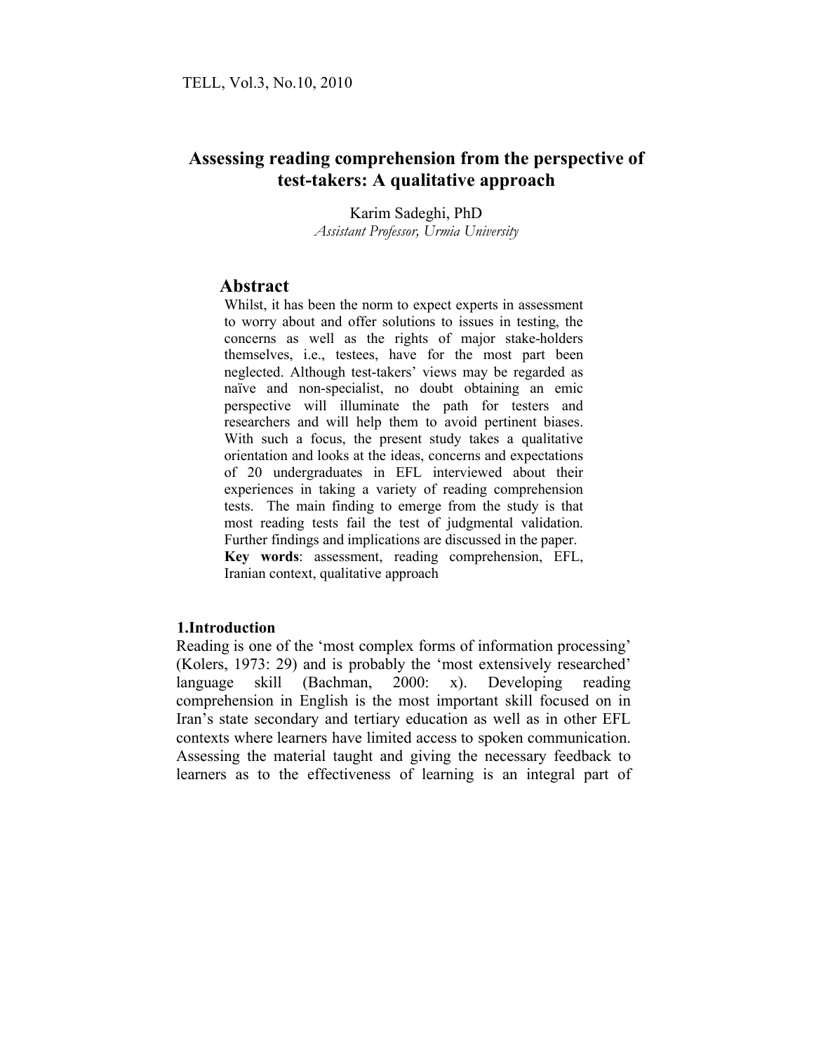# Assessing reading comprehension from the perspective of test-takers: A qualitative approach

Karim Sadeghi, PhD

*Assistant Professor, Urmia University*

## Abstract

Whilst, it has been the norm to expect experts in assessment to worry about and offer solutions to issues in testing, the concerns as well as the rights of major stake-holders themselves, i.e., testees, have for the most part been neglected. Although test-takers' views may be regarded as naïve and non-specialist, no doubt obtaining an emic perspective will illuminate the path for testers and researchers and will help them to avoid pertinent biases. With such a focus, the present study takes a qualitative orientation and looks at the ideas, concerns and expectations of 20 undergraduates in EFL interviewed about their experiences in taking a variety of reading comprehension tests. The main finding to emerge from the study is that most reading tests fail the test of judgmental validation. Further findings and implications are discussed in the paper.

**Key words**: assessment, reading comprehension, EFL, Iranian context, qualitative approach

## 1.Introduction

Reading is one of the 'most complex forms of information processing' (Kolers, 1973: 29) and is probably the 'most extensively researched' language skill (Bachman, 2000: x). Developing reading comprehension in English is the most important skill focused on in Iran's state secondary and tertiary education as well as in other EFL contexts where learners have limited access to spoken communication. Assessing the material taught and giving the necessary feedback to learners as to the effectiveness of learning is an integral part of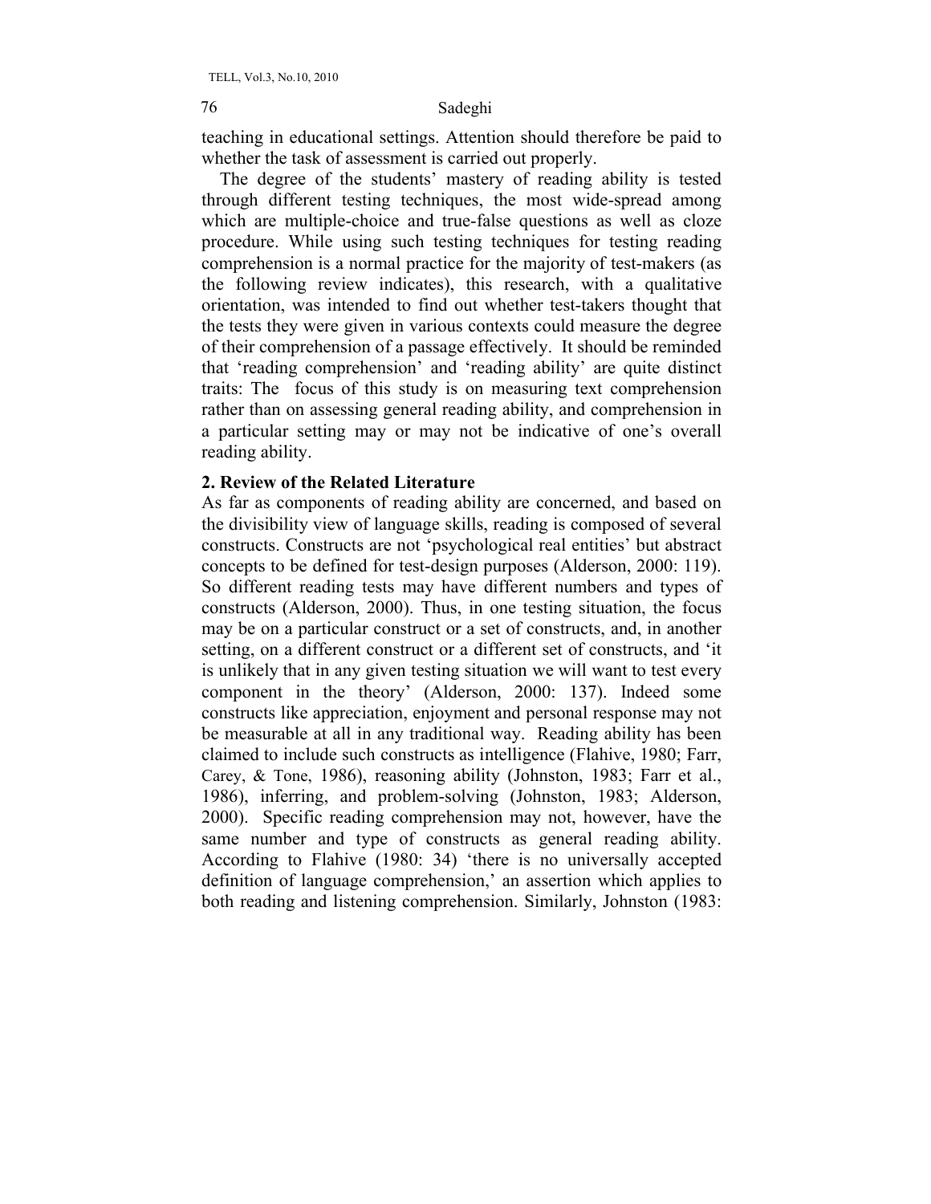teaching in educational settings. Attention should therefore be paid to whether the task of assessment is carried out properly.

The degree of the students' mastery of reading ability is tested through different testing techniques, the most wide-spread among which are multiple-choice and true-false questions as well as cloze procedure. While using such testing techniques for testing reading comprehension is a normal practice for the majority of test-makers (as the following review indicates), this research, with a qualitative orientation, was intended to find out whether test-takers thought that the tests they were given in various contexts could measure the degree of their comprehension of a passage effectively. It should be reminded that 'reading comprehension' and 'reading ability' are quite distinct traits: The focus of this study is on measuring text comprehension rather than on assessing general reading ability, and comprehension in a particular setting may or may not be indicative of one's overall reading ability.

## 2. Review of the Related Literature

As far as components of reading ability are concerned, and based on the divisibility view of language skills, reading is composed of several constructs. Constructs are not 'psychological real entities' but abstract concepts to be defined for test-design purposes (Alderson, 2000: 119). So different reading tests may have different numbers and types of constructs (Alderson, 2000). Thus, in one testing situation, the focus may be on a particular construct or a set of constructs, and, in another setting, on a different construct or a different set of constructs, and 'it is unlikely that in any given testing situation we will want to test every component in the theory' (Alderson, 2000: 137). Indeed some constructs like appreciation, enjoyment and personal response may not be measurable at all in any traditional way. Reading ability has been claimed to include such constructs as intelligence (Flahive, 1980; Farr, Carey, & Tone, 1986), reasoning ability (Johnston, 1983; Farr et al., 1986), inferring, and problem-solving (Johnston, 1983; Alderson, 2000). Specific reading comprehension may not, however, have the same number and type of constructs as general reading ability. According to Flahive (1980: 34) 'there is no universally accepted definition of language comprehension,' an assertion which applies to both reading and listening comprehension. Similarly, Johnston (1983: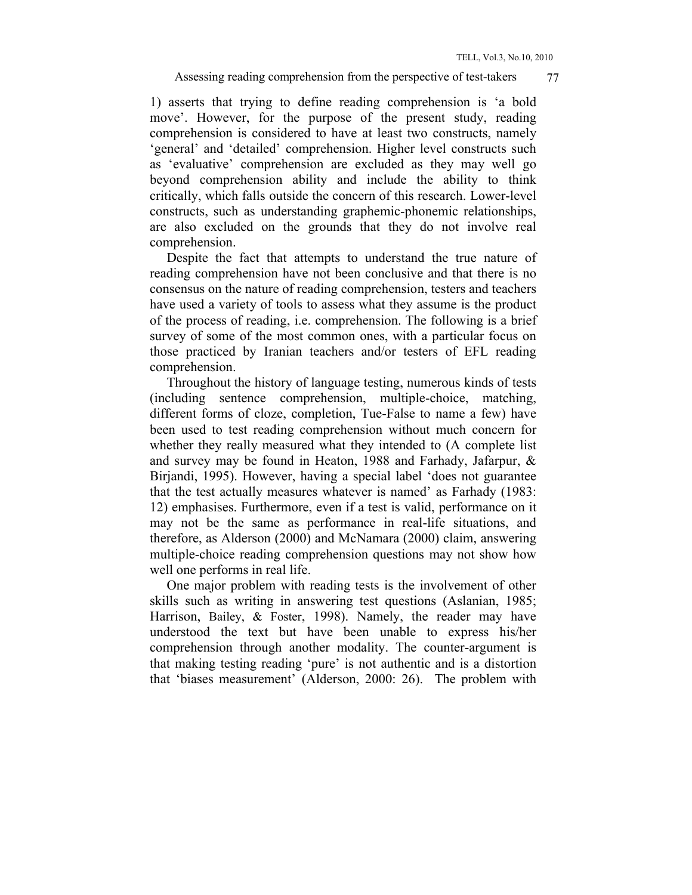1) asserts that trying to define reading comprehension is 'a bold move'. However, for the purpose of the present study, reading comprehension is considered to have at least two constructs, namely 'general' and 'detailed' comprehension. Higher level constructs such as 'evaluative' comprehension are excluded as they may well go beyond comprehension ability and include the ability to think critically, which falls outside the concern of this research. Lower-level constructs, such as understanding graphemic-phonemic relationships, are also excluded on the grounds that they do not involve real comprehension.

Despite the fact that attempts to understand the true nature of reading comprehension have not been conclusive and that there is no consensus on the nature of reading comprehension, testers and teachers have used a variety of tools to assess what they assume is the product of the process of reading, i.e. comprehension. The following is a brief survey of some of the most common ones, with a particular focus on those practiced by Iranian teachers and/or testers of EFL reading comprehension.

Throughout the history of language testing, numerous kinds of tests (including sentence comprehension, multiple-choice, matching, different forms of cloze, completion, Tue-False to name a few) have been used to test reading comprehension without much concern for whether they really measured what they intended to (A complete list and survey may be found in Heaton, 1988 and Farhady, Jafarpur, & Birjandi, 1995). However, having a special label 'does not guarantee that the test actually measures whatever is named' as Farhady (1983: 12) emphasises. Furthermore, even if a test is valid, performance on it may not be the same as performance in real-life situations, and therefore, as Alderson (2000) and McNamara (2000) claim, answering multiple-choice reading comprehension questions may not show how well one performs in real life.

One major problem with reading tests is the involvement of other skills such as writing in answering test questions (Aslanian, 1985; Harrison, Bailey, & Foster, 1998). Namely, the reader may have understood the text but have been unable to express his/her comprehension through another modality. The counter-argument is that making testing reading 'pure' is not authentic and is a distortion that 'biases measurement' (Alderson, 2000: 26). The problem with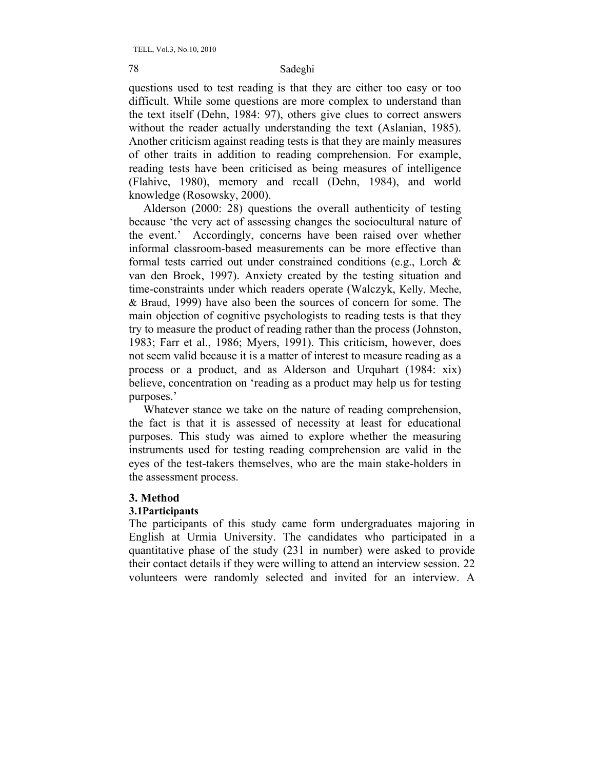questions used to test reading is that they are either too easy or too difficult. While some questions are more complex to understand than the text itself (Dehn, 1984: 97), others give clues to correct answers without the reader actually understanding the text (Aslanian, 1985). Another criticism against reading tests is that they are mainly measures of other traits in addition to reading comprehension. For example, reading tests have been criticised as being measures of intelligence (Flahive, 1980), memory and recall (Dehn, 1984), and world knowledge (Rosowsky, 2000).

Alderson (2000: 28) questions the overall authenticity of testing because 'the very act of assessing changes the sociocultural nature of the event.' Accordingly, concerns have been raised over whether informal classroom-based measurements can be more effective than formal tests carried out under constrained conditions (e.g., Lorch & van den Broek, 1997). Anxiety created by the testing situation and time-constraints under which readers operate (Walczyk, Kelly, Meche, & Braud, 1999) have also been the sources of concern for some. The main objection of cognitive psychologists to reading tests is that they try to measure the product of reading rather than the process (Johnston, 1983; Farr et al., 1986; Myers, 1991). This criticism, however, does not seem valid because it is a matter of interest to measure reading as a process or a product, and as Alderson and Urquhart (1984: xix) believe, concentration on 'reading as a product may help us for testing purposes.'

Whatever stance we take on the nature of reading comprehension, the fact is that it is assessed of necessity at least for educational purposes. This study was aimed to explore whether the measuring instruments used for testing reading comprehension are valid in the eyes of the test-takers themselves, who are the main stake-holders in the assessment process.

## 3. Method

### 3.1Participants

The participants of this study came form undergraduates majoring in English at Urmia University. The candidates who participated in a quantitative phase of the study (231 in number) were asked to provide their contact details if they were willing to attend an interview session. 22 volunteers were randomly selected and invited for an interview. A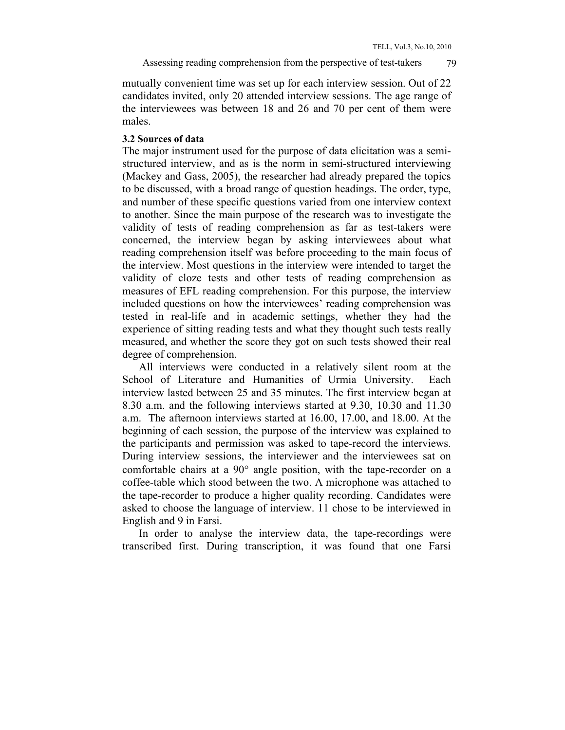mutually convenient time was set up for each interview session. Out of 22 candidates invited, only 20 attended interview sessions. The age range of the interviewees was between 18 and 26 and 70 per cent of them were males.

### 3.2 Sources of data

The major instrument used for the purpose of data elicitation was a semi-structured interview, and as is the norm in semi-structured interviewing (Mackey and Gass, 2005), the researcher had already prepared the topics to be discussed, with a broad range of question headings. The order, type, and number of these specific questions varied from one interview context to another. Since the main purpose of the research was to investigate the validity of tests of reading comprehension as far as test-takers were concerned, the interview began by asking interviewees about what reading comprehension itself was before proceeding to the main focus of the interview. Most questions in the interview were intended to target the validity of cloze tests and other tests of reading comprehension as measures of EFL reading comprehension. For this purpose, the interview included questions on how the interviewees' reading comprehension was tested in real-life and in academic settings, whether they had the experience of sitting reading tests and what they thought such tests really measured, and whether the score they got on such tests showed their real degree of comprehension.

All interviews were conducted in a relatively silent room at the School of Literature and Humanities of Urmia University. Each interview lasted between 25 and 35 minutes. The first interview began at 8.30 a.m. and the following interviews started at 9.30, 10.30 and 11.30 a.m. The afternoon interviews started at 16.00, 17.00, and 18.00. At the beginning of each session, the purpose of the interview was explained to the participants and permission was asked to tape-record the interviews. During interview sessions, the interviewer and the interviewees sat on comfortable chairs at a 90° angle position, with the tape-recorder on a coffee-table which stood between the two. A microphone was attached to the tape-recorder to produce a higher quality recording. Candidates were asked to choose the language of interview. 11 chose to be interviewed in English and 9 in Farsi.

In order to analyse the interview data, the tape-recordings were transcribed first. During transcription, it was found that one Farsi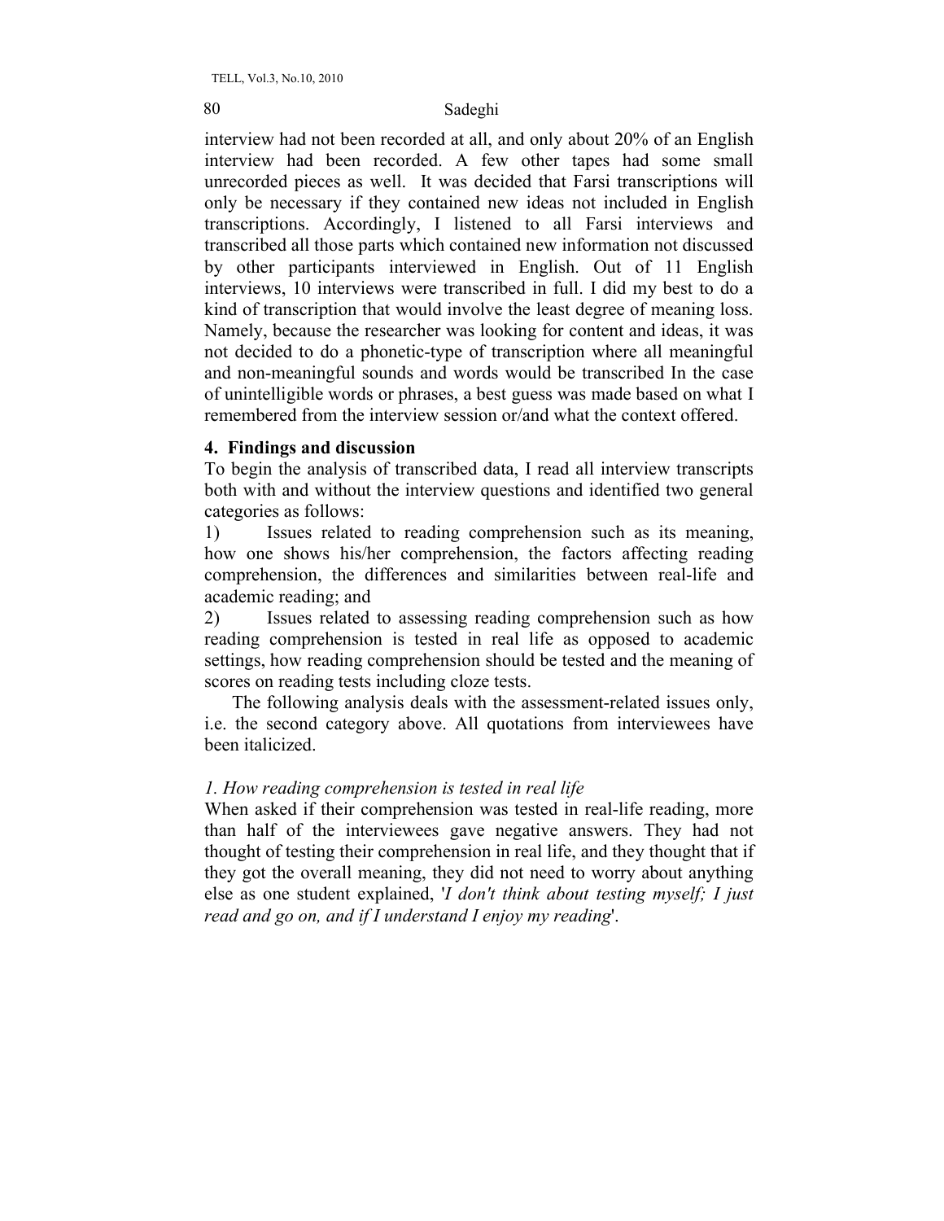interview had not been recorded at all, and only about 20% of an English interview had been recorded. A few other tapes had some small unrecorded pieces as well. It was decided that Farsi transcriptions will only be necessary if they contained new ideas not included in English transcriptions. Accordingly, I listened to all Farsi interviews and transcribed all those parts which contained new information not discussed by other participants interviewed in English. Out of 11 English interviews, 10 interviews were transcribed in full. I did my best to do a kind of transcription that would involve the least degree of meaning loss. Namely, because the researcher was looking for content and ideas, it was not decided to do a phonetic-type of transcription where all meaningful and non-meaningful sounds and words would be transcribed In the case of unintelligible words or phrases, a best guess was made based on what I remembered from the interview session or/and what the context offered.

## 4. Findings and discussion

To begin the analysis of transcribed data, I read all interview transcripts both with and without the interview questions and identified two general categories as follows:

1) Issues related to reading comprehension such as its meaning, how one shows his/her comprehension, the factors affecting reading comprehension, the differences and similarities between real-life and academic reading; and

2) Issues related to assessing reading comprehension such as how reading comprehension is tested in real life as opposed to academic settings, how reading comprehension should be tested and the meaning of scores on reading tests including cloze tests.

The following analysis deals with the assessment-related issues only, i.e. the second category above. All quotations from interviewees have been italicized.

### *1. How reading comprehension is tested in real life*

When asked if their comprehension was tested in real-life reading, more than half of the interviewees gave negative answers. They had not thought of testing their comprehension in real life, and they thought that if they got the overall meaning, they did not need to worry about anything else as one student explained, '*I don't think about testing myself; I just read and go on, and if I understand I enjoy my reading*'.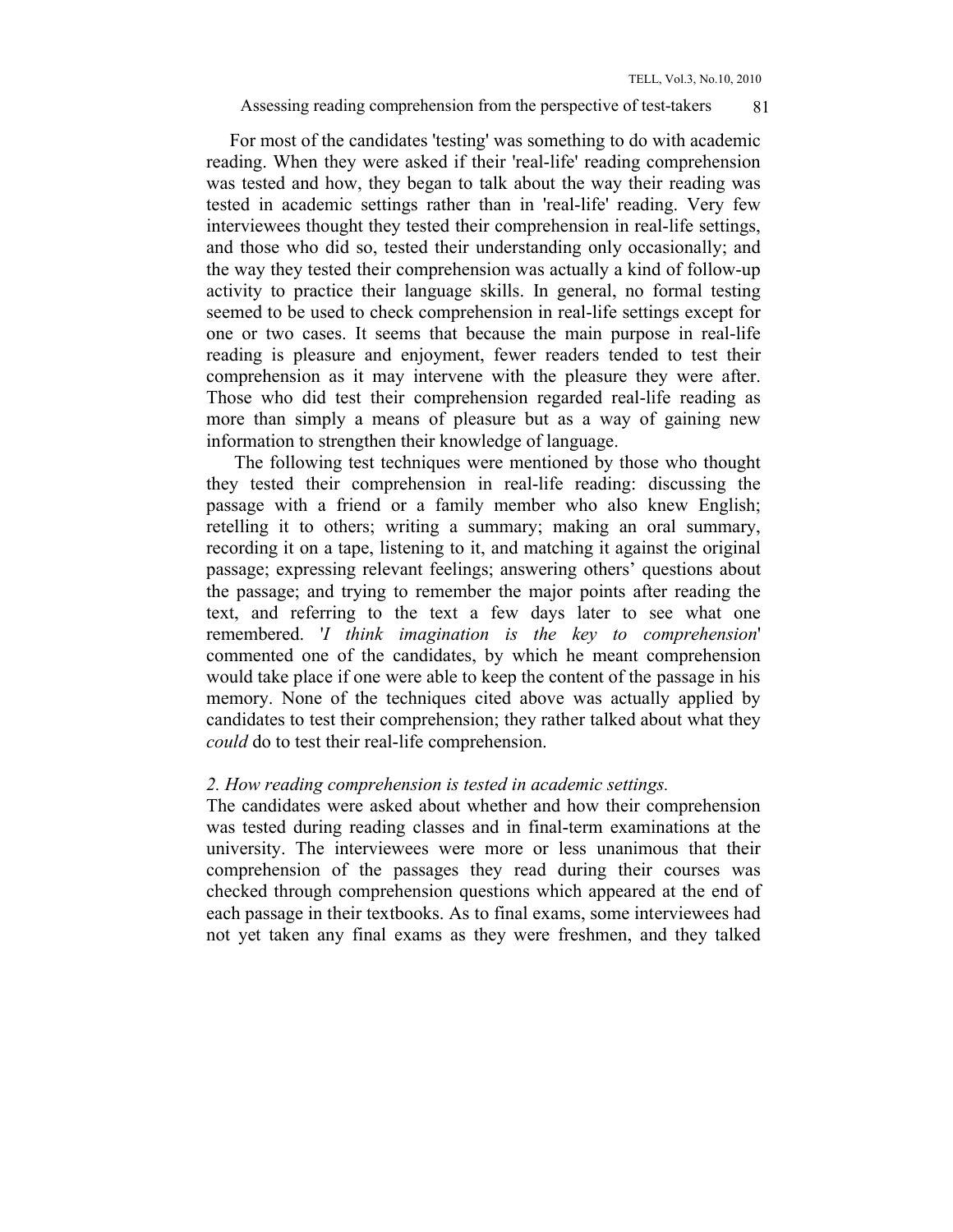For most of the candidates 'testing' was something to do with academic reading. When they were asked if their 'real-life' reading comprehension was tested and how, they began to talk about the way their reading was tested in academic settings rather than in 'real-life' reading. Very few interviewees thought they tested their comprehension in real-life settings, and those who did so, tested their understanding only occasionally; and the way they tested their comprehension was actually a kind of follow-up activity to practice their language skills. In general, no formal testing seemed to be used to check comprehension in real-life settings except for one or two cases. It seems that because the main purpose in real-life reading is pleasure and enjoyment, fewer readers tended to test their comprehension as it may intervene with the pleasure they were after. Those who did test their comprehension regarded real-life reading as more than simply a means of pleasure but as a way of gaining new information to strengthen their knowledge of language.

The following test techniques were mentioned by those who thought they tested their comprehension in real-life reading: discussing the passage with a friend or a family member who also knew English; retelling it to others; writing a summary; making an oral summary, recording it on a tape, listening to it, and matching it against the original passage; expressing relevant feelings; answering others' questions about the passage; and trying to remember the major points after reading the text, and referring to the text a few days later to see what one remembered. '*I think imagination is the key to comprehension*' commented one of the candidates, by which he meant comprehension would take place if one were able to keep the content of the passage in his memory. None of the techniques cited above was actually applied by candidates to test their comprehension; they rather talked about what they *could* do to test their real-life comprehension.

*2. How reading comprehension is tested in academic settings.*

The candidates were asked about whether and how their comprehension was tested during reading classes and in final-term examinations at the university. The interviewees were more or less unanimous that their comprehension of the passages they read during their courses was checked through comprehension questions which appeared at the end of each passage in their textbooks. As to final exams, some interviewees had not yet taken any final exams as they were freshmen, and they talked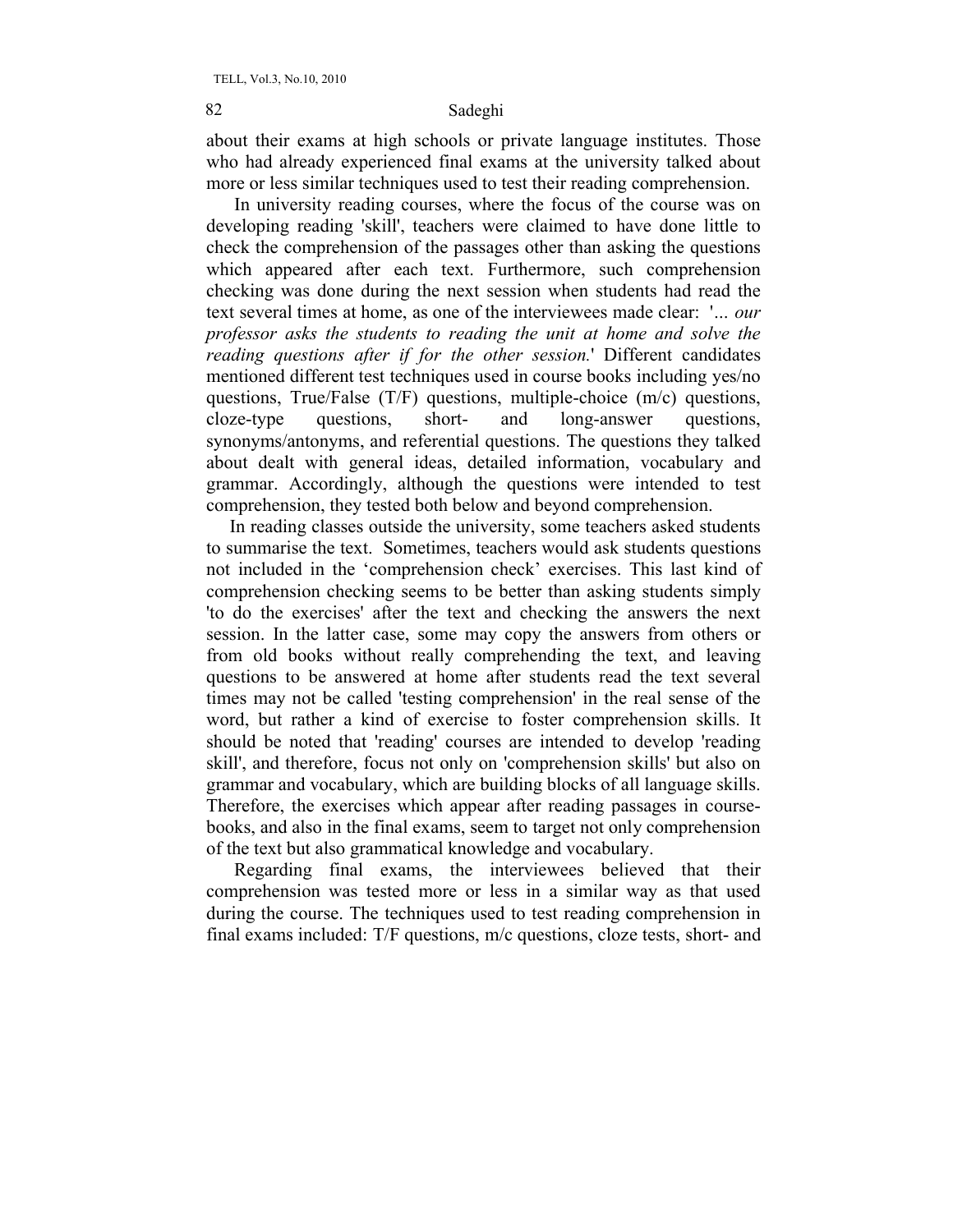about their exams at high schools or private language institutes. Those who had already experienced final exams at the university talked about more or less similar techniques used to test their reading comprehension.

In university reading courses, where the focus of the course was on developing reading 'skill', teachers were claimed to have done little to check the comprehension of the passages other than asking the questions which appeared after each text. Furthermore, such comprehension checking was done during the next session when students had read the text several times at home, as one of the interviewees made clear: '*... our professor asks the students to reading the unit at home and solve the reading questions after if for the other session.*' Different candidates mentioned different test techniques used in course books including yes/no questions, True/False (T/F) questions, multiple-choice (m/c) questions, cloze-type questions, short- and long-answer questions, synonyms/antonyms, and referential questions. The questions they talked about dealt with general ideas, detailed information, vocabulary and grammar. Accordingly, although the questions were intended to test comprehension, they tested both below and beyond comprehension.

In reading classes outside the university, some teachers asked students to summarise the text. Sometimes, teachers would ask students questions not included in the 'comprehension check' exercises. This last kind of comprehension checking seems to be better than asking students simply 'to do the exercises' after the text and checking the answers the next session. In the latter case, some may copy the answers from others or from old books without really comprehending the text, and leaving questions to be answered at home after students read the text several times may not be called 'testing comprehension' in the real sense of the word, but rather a kind of exercise to foster comprehension skills. It should be noted that 'reading' courses are intended to develop 'reading skill', and therefore, focus not only on 'comprehension skills' but also on grammar and vocabulary, which are building blocks of all language skills. Therefore, the exercises which appear after reading passages in course-books, and also in the final exams, seem to target not only comprehension of the text but also grammatical knowledge and vocabulary.

Regarding final exams, the interviewees believed that their comprehension was tested more or less in a similar way as that used during the course. The techniques used to test reading comprehension in final exams included: T/F questions, m/c questions, cloze tests, short- and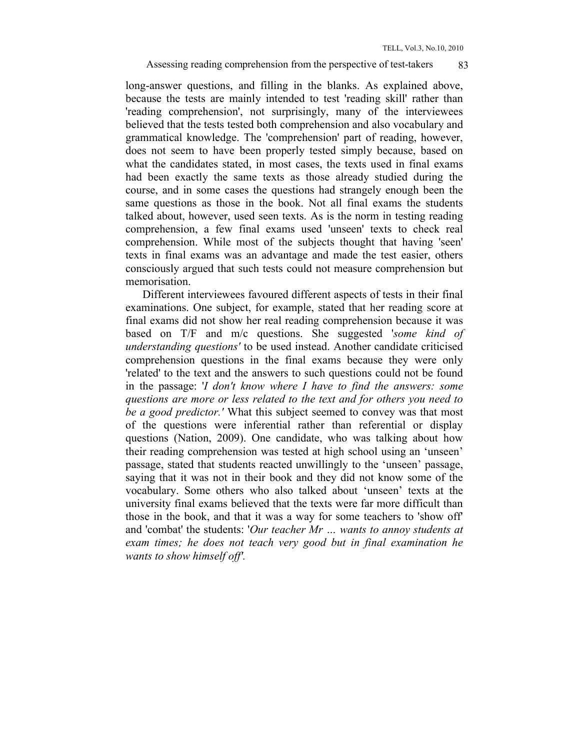long-answer questions, and filling in the blanks. As explained above, because the tests are mainly intended to test 'reading skill' rather than 'reading comprehension', not surprisingly, many of the interviewees believed that the tests tested both comprehension and also vocabulary and grammatical knowledge. The 'comprehension' part of reading, however, does not seem to have been properly tested simply because, based on what the candidates stated, in most cases, the texts used in final exams had been exactly the same texts as those already studied during the course, and in some cases the questions had strangely enough been the same questions as those in the book. Not all final exams the students talked about, however, used seen texts. As is the norm in testing reading comprehension, a few final exams used 'unseen' texts to check real comprehension. While most of the subjects thought that having 'seen' texts in final exams was an advantage and made the test easier, others consciously argued that such tests could not measure comprehension but memorisation.

Different interviewees favoured different aspects of tests in their final examinations. One subject, for example, stated that her reading score at final exams did not show her real reading comprehension because it was based on T/F and m/c questions. She suggested '*some kind of understanding questions'* to be used instead. Another candidate criticised comprehension questions in the final exams because they were only 'related' to the text and the answers to such questions could not be found in the passage: '*I don't know where I have to find the answers: some questions are more or less related to the text and for others you need to be a good predictor.'* What this subject seemed to convey was that most of the questions were inferential rather than referential or display questions (Nation, 2009). One candidate, who was talking about how their reading comprehension was tested at high school using an 'unseen' passage, stated that students reacted unwillingly to the 'unseen' passage, saying that it was not in their book and they did not know some of the vocabulary. Some others who also talked about 'unseen' texts at the university final exams believed that the texts were far more difficult than those in the book, and that it was a way for some teachers to 'show off' and 'combat' the students: '*Our teacher Mr … wants to annoy students at exam times; he does not teach very good but in final examination he wants to show himself off*'.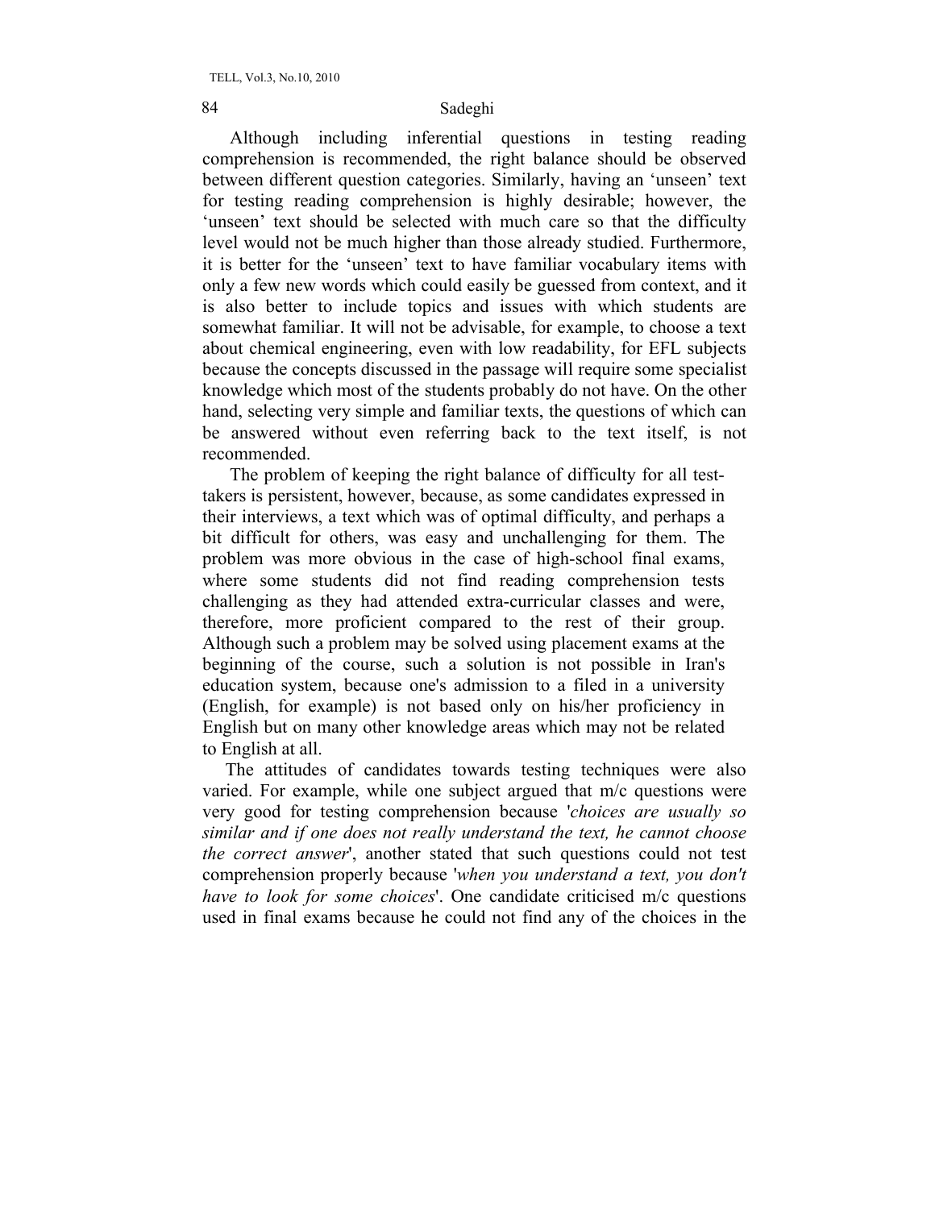Although including inferential questions in testing reading comprehension is recommended, the right balance should be observed between different question categories. Similarly, having an 'unseen' text for testing reading comprehension is highly desirable; however, the 'unseen' text should be selected with much care so that the difficulty level would not be much higher than those already studied. Furthermore, it is better for the 'unseen' text to have familiar vocabulary items with only a few new words which could easily be guessed from context, and it is also better to include topics and issues with which students are somewhat familiar. It will not be advisable, for example, to choose a text about chemical engineering, even with low readability, for EFL subjects because the concepts discussed in the passage will require some specialist knowledge which most of the students probably do not have. On the other hand, selecting very simple and familiar texts, the questions of which can be answered without even referring back to the text itself, is not recommended.

The problem of keeping the right balance of difficulty for all test-takers is persistent, however, because, as some candidates expressed in their interviews, a text which was of optimal difficulty, and perhaps a bit difficult for others, was easy and unchallenging for them. The problem was more obvious in the case of high-school final exams, where some students did not find reading comprehension tests challenging as they had attended extra-curricular classes and were, therefore, more proficient compared to the rest of their group. Although such a problem may be solved using placement exams at the beginning of the course, such a solution is not possible in Iran's education system, because one's admission to a filed in a university (English, for example) is not based only on his/her proficiency in English but on many other knowledge areas which may not be related to English at all.

The attitudes of candidates towards testing techniques were also varied. For example, while one subject argued that m/c questions were very good for testing comprehension because '*choices are usually so similar and if one does not really understand the text, he cannot choose the correct answer*', another stated that such questions could not test comprehension properly because '*when you understand a text, you don't have to look for some choices*'. One candidate criticised m/c questions used in final exams because he could not find any of the choices in the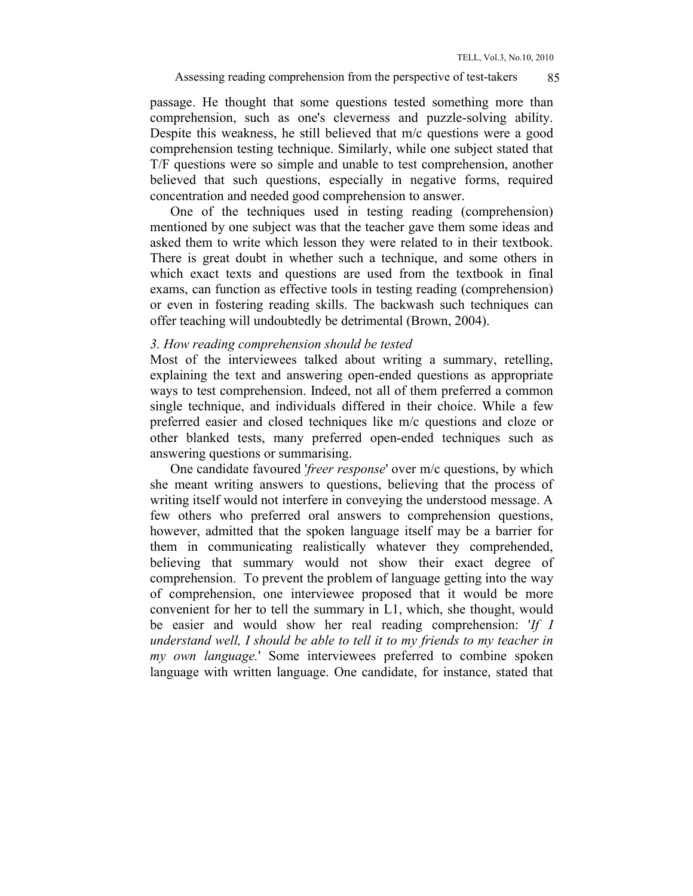passage. He thought that some questions tested something more than comprehension, such as one's cleverness and puzzle-solving ability. Despite this weakness, he still believed that m/c questions were a good comprehension testing technique. Similarly, while one subject stated that T/F questions were so simple and unable to test comprehension, another believed that such questions, especially in negative forms, required concentration and needed good comprehension to answer.

One of the techniques used in testing reading (comprehension) mentioned by one subject was that the teacher gave them some ideas and asked them to write which lesson they were related to in their textbook. There is great doubt in whether such a technique, and some others in which exact texts and questions are used from the textbook in final exams, can function as effective tools in testing reading (comprehension) or even in fostering reading skills. The backwash such techniques can offer teaching will undoubtedly be detrimental (Brown, 2004).

### *3. How reading comprehension should be tested*

Most of the interviewees talked about writing a summary, retelling, explaining the text and answering open-ended questions as appropriate ways to test comprehension. Indeed, not all of them preferred a common single technique, and individuals differed in their choice. While a few preferred easier and closed techniques like m/c questions and cloze or other blanked tests, many preferred open-ended techniques such as answering questions or summarising.

One candidate favoured '*freer response*' over m/c questions, by which she meant writing answers to questions, believing that the process of writing itself would not interfere in conveying the understood message. A few others who preferred oral answers to comprehension questions, however, admitted that the spoken language itself may be a barrier for them in communicating realistically whatever they comprehended, believing that summary would not show their exact degree of comprehension. To prevent the problem of language getting into the way of comprehension, one interviewee proposed that it would be more convenient for her to tell the summary in L1, which, she thought, would be easier and would show her real reading comprehension: '*If I understand well, I should be able to tell it to my friends to my teacher in my own language.*' Some interviewees preferred to combine spoken language with written language. One candidate, for instance, stated that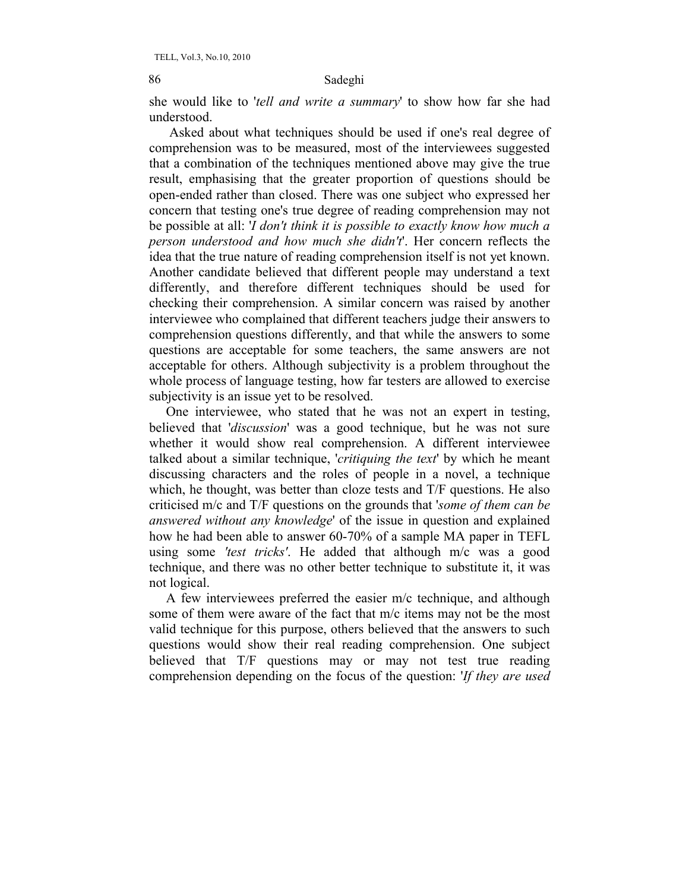she would like to '*tell and write a summary*' to show how far she had understood.

Asked about what techniques should be used if one's real degree of comprehension was to be measured, most of the interviewees suggested that a combination of the techniques mentioned above may give the true result, emphasising that the greater proportion of questions should be open-ended rather than closed. There was one subject who expressed her concern that testing one's true degree of reading comprehension may not be possible at all: '*I don't think it is possible to exactly know how much a person understood and how much she didn't*'. Her concern reflects the idea that the true nature of reading comprehension itself is not yet known. Another candidate believed that different people may understand a text differently, and therefore different techniques should be used for checking their comprehension. A similar concern was raised by another interviewee who complained that different teachers judge their answers to comprehension questions differently, and that while the answers to some questions are acceptable for some teachers, the same answers are not acceptable for others. Although subjectivity is a problem throughout the whole process of language testing, how far testers are allowed to exercise subjectivity is an issue yet to be resolved.

One interviewee, who stated that he was not an expert in testing, believed that '*discussion*' was a good technique, but he was not sure whether it would show real comprehension. A different interviewee talked about a similar technique, '*critiquing the text*' by which he meant discussing characters and the roles of people in a novel, a technique which, he thought, was better than cloze tests and T/F questions. He also criticised m/c and T/F questions on the grounds that '*some of them can be answered without any knowledge*' of the issue in question and explained how he had been able to answer 60-70% of a sample MA paper in TEFL using some *'test tricks'*. He added that although m/c was a good technique, and there was no other better technique to substitute it, it was not logical.

A few interviewees preferred the easier m/c technique, and although some of them were aware of the fact that m/c items may not be the most valid technique for this purpose, others believed that the answers to such questions would show their real reading comprehension. One subject believed that T/F questions may or may not test true reading comprehension depending on the focus of the question: '*If they are used*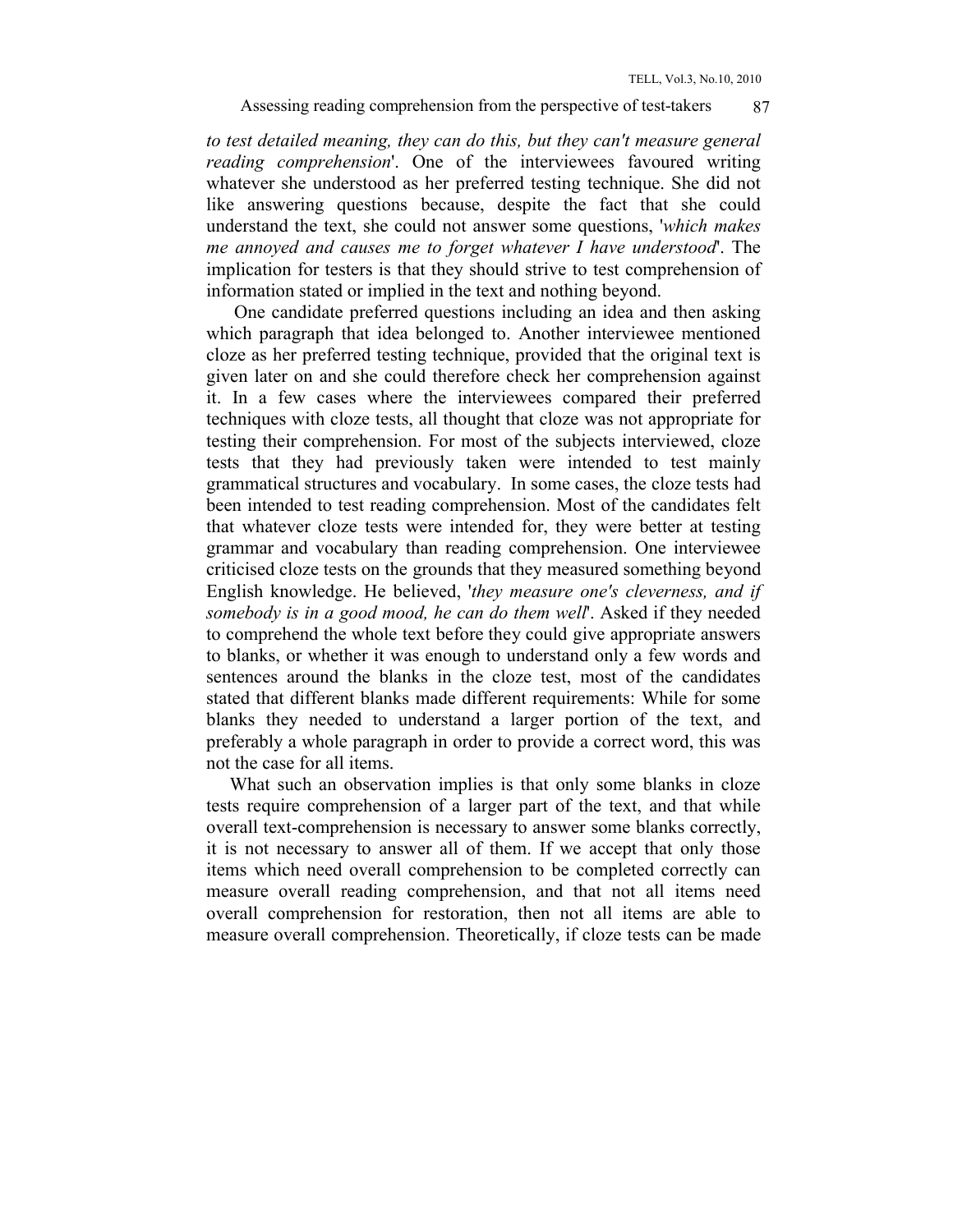*to test detailed meaning, they can do this, but they can't measure general reading comprehension*'. One of the interviewees favoured writing whatever she understood as her preferred testing technique. She did not like answering questions because, despite the fact that she could understand the text, she could not answer some questions, '*which makes me annoyed and causes me to forget whatever I have understood*'. The implication for testers is that they should strive to test comprehension of information stated or implied in the text and nothing beyond.

One candidate preferred questions including an idea and then asking which paragraph that idea belonged to. Another interviewee mentioned cloze as her preferred testing technique, provided that the original text is given later on and she could therefore check her comprehension against it. In a few cases where the interviewees compared their preferred techniques with cloze tests, all thought that cloze was not appropriate for testing their comprehension. For most of the subjects interviewed, cloze tests that they had previously taken were intended to test mainly grammatical structures and vocabulary. In some cases, the cloze tests had been intended to test reading comprehension. Most of the candidates felt that whatever cloze tests were intended for, they were better at testing grammar and vocabulary than reading comprehension. One interviewee criticised cloze tests on the grounds that they measured something beyond English knowledge. He believed, '*they measure one's cleverness, and if somebody is in a good mood, he can do them well*'. Asked if they needed to comprehend the whole text before they could give appropriate answers to blanks, or whether it was enough to understand only a few words and sentences around the blanks in the cloze test, most of the candidates stated that different blanks made different requirements: While for some blanks they needed to understand a larger portion of the text, and preferably a whole paragraph in order to provide a correct word, this was not the case for all items.

What such an observation implies is that only some blanks in cloze tests require comprehension of a larger part of the text, and that while overall text-comprehension is necessary to answer some blanks correctly, it is not necessary to answer all of them. If we accept that only those items which need overall comprehension to be completed correctly can measure overall reading comprehension, and that not all items need overall comprehension for restoration, then not all items are able to measure overall comprehension. Theoretically, if cloze tests can be made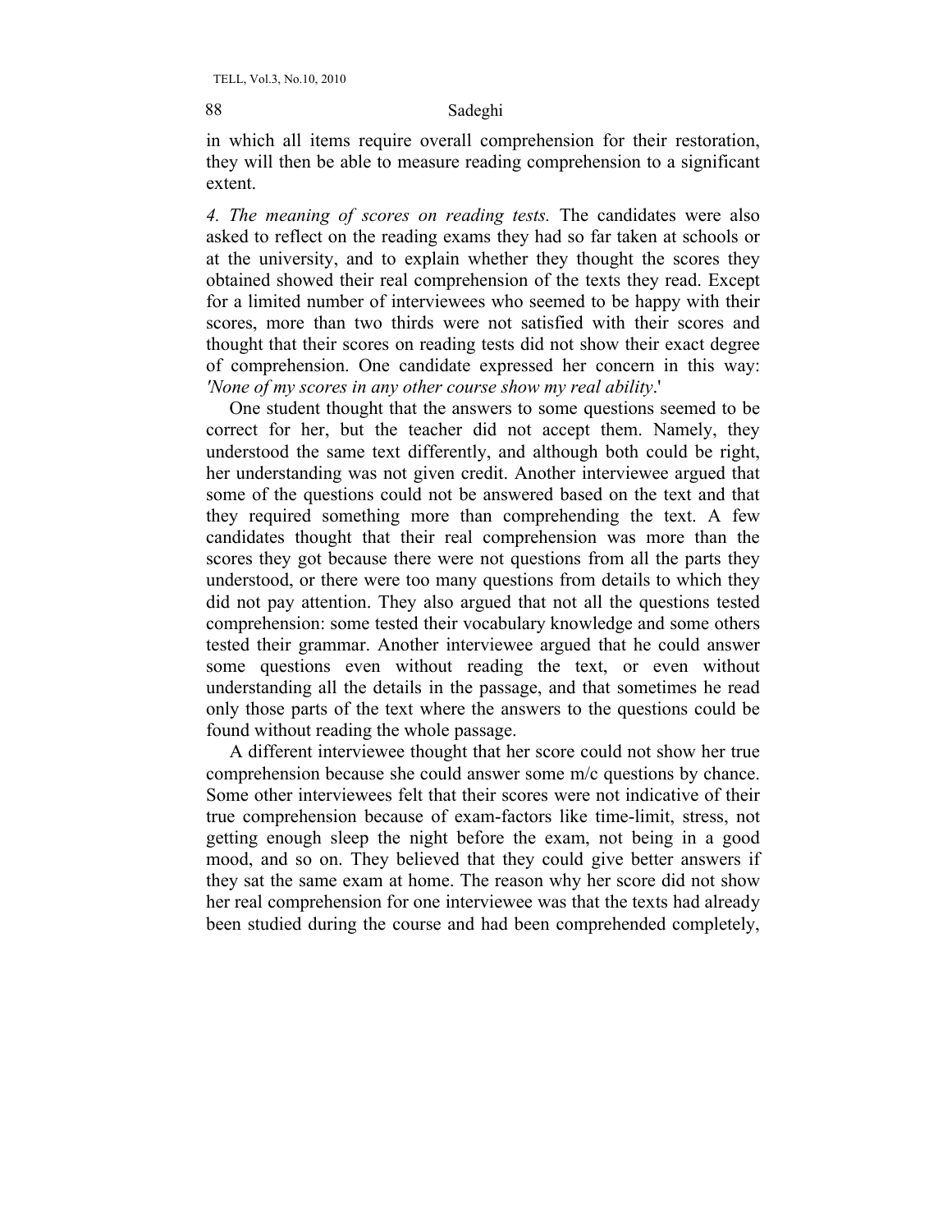in which all items require overall comprehension for their restoration, they will then be able to measure reading comprehension to a significant extent.

*4. The meaning of scores on reading tests.* The candidates were also asked to reflect on the reading exams they had so far taken at schools or at the university, and to explain whether they thought the scores they obtained showed their real comprehension of the texts they read. Except for a limited number of interviewees who seemed to be happy with their scores, more than two thirds were not satisfied with their scores and thought that their scores on reading tests did not show their exact degree of comprehension. One candidate expressed her concern in this way: *'None of my scores in any other course show my real ability*.'

One student thought that the answers to some questions seemed to be correct for her, but the teacher did not accept them. Namely, they understood the same text differently, and although both could be right, her understanding was not given credit. Another interviewee argued that some of the questions could not be answered based on the text and that they required something more than comprehending the text. A few candidates thought that their real comprehension was more than the scores they got because there were not questions from all the parts they understood, or there were too many questions from details to which they did not pay attention. They also argued that not all the questions tested comprehension: some tested their vocabulary knowledge and some others tested their grammar. Another interviewee argued that he could answer some questions even without reading the text, or even without understanding all the details in the passage, and that sometimes he read only those parts of the text where the answers to the questions could be found without reading the whole passage.

A different interviewee thought that her score could not show her true comprehension because she could answer some m/c questions by chance. Some other interviewees felt that their scores were not indicative of their true comprehension because of exam-factors like time-limit, stress, not getting enough sleep the night before the exam, not being in a good mood, and so on. They believed that they could give better answers if they sat the same exam at home. The reason why her score did not show her real comprehension for one interviewee was that the texts had already been studied during the course and had been comprehended completely,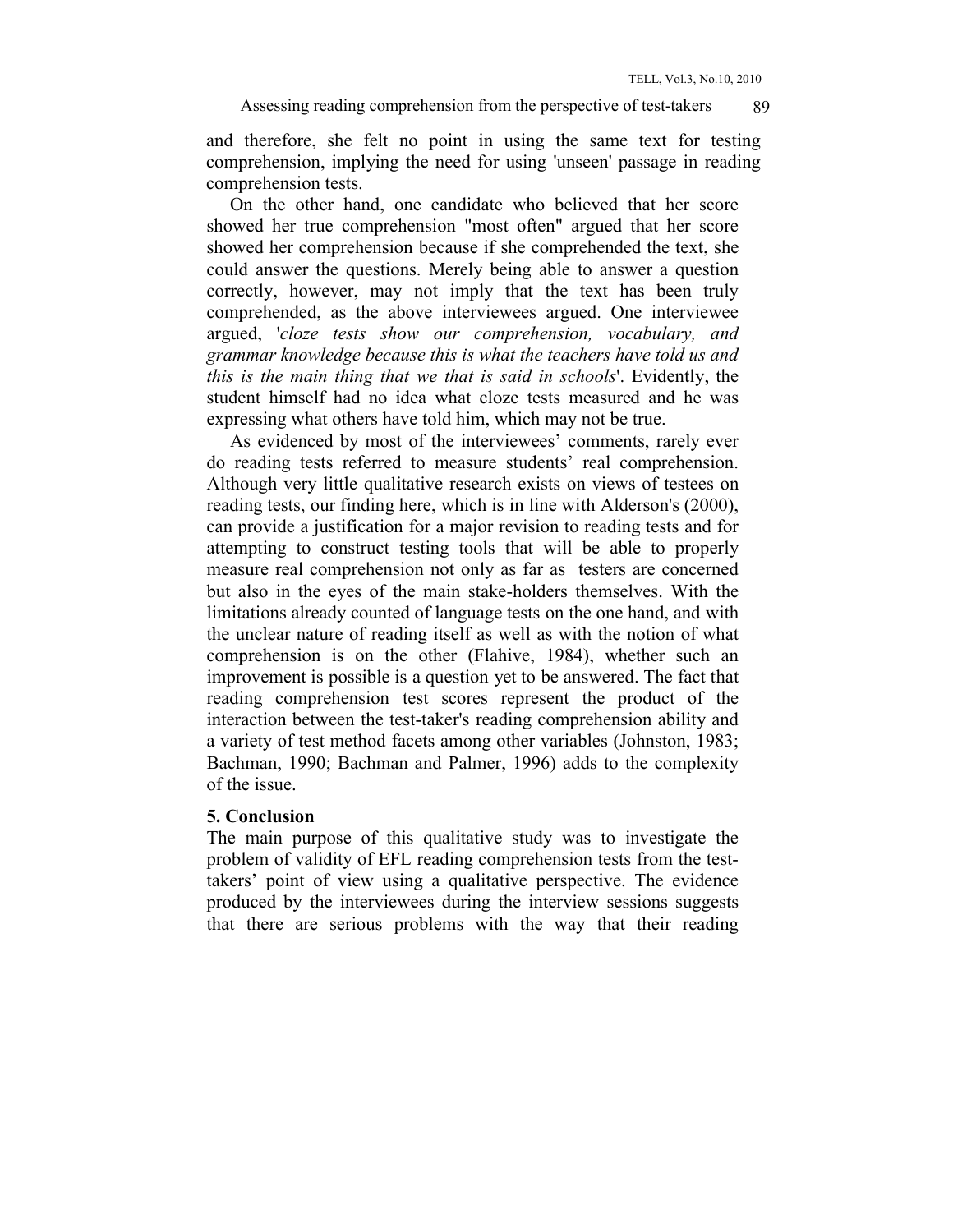and therefore, she felt no point in using the same text for testing comprehension, implying the need for using 'unseen' passage in reading comprehension tests.

On the other hand, one candidate who believed that her score showed her true comprehension "most often" argued that her score showed her comprehension because if she comprehended the text, she could answer the questions. Merely being able to answer a question correctly, however, may not imply that the text has been truly comprehended, as the above interviewees argued. One interviewee argued, '*cloze tests show our comprehension, vocabulary, and grammar knowledge because this is what the teachers have told us and this is the main thing that we that is said in schools*'. Evidently, the student himself had no idea what cloze tests measured and he was expressing what others have told him, which may not be true.

As evidenced by most of the interviewees' comments, rarely ever do reading tests referred to measure students' real comprehension. Although very little qualitative research exists on views of testees on reading tests, our finding here, which is in line with Alderson's (2000), can provide a justification for a major revision to reading tests and for attempting to construct testing tools that will be able to properly measure real comprehension not only as far as testers are concerned but also in the eyes of the main stake-holders themselves. With the limitations already counted of language tests on the one hand, and with the unclear nature of reading itself as well as with the notion of what comprehension is on the other (Flahive, 1984), whether such an improvement is possible is a question yet to be answered. The fact that reading comprehension test scores represent the product of the interaction between the test-taker's reading comprehension ability and a variety of test method facets among other variables (Johnston, 1983; Bachman, 1990; Bachman and Palmer, 1996) adds to the complexity of the issue.

## 5. Conclusion

The main purpose of this qualitative study was to investigate the problem of validity of EFL reading comprehension tests from the test-takers' point of view using a qualitative perspective. The evidence produced by the interviewees during the interview sessions suggests that there are serious problems with the way that their reading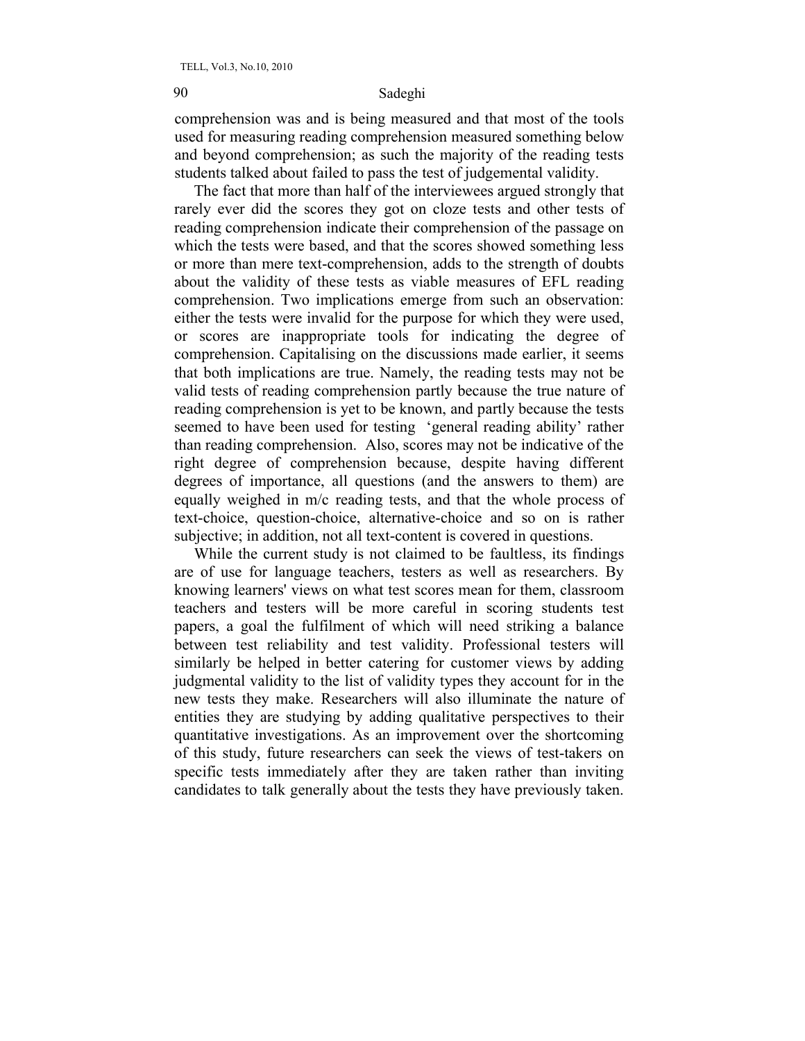comprehension was and is being measured and that most of the tools used for measuring reading comprehension measured something below and beyond comprehension; as such the majority of the reading tests students talked about failed to pass the test of judgemental validity.

The fact that more than half of the interviewees argued strongly that rarely ever did the scores they got on cloze tests and other tests of reading comprehension indicate their comprehension of the passage on which the tests were based, and that the scores showed something less or more than mere text-comprehension, adds to the strength of doubts about the validity of these tests as viable measures of EFL reading comprehension. Two implications emerge from such an observation: either the tests were invalid for the purpose for which they were used, or scores are inappropriate tools for indicating the degree of comprehension. Capitalising on the discussions made earlier, it seems that both implications are true. Namely, the reading tests may not be valid tests of reading comprehension partly because the true nature of reading comprehension is yet to be known, and partly because the tests seemed to have been used for testing 'general reading ability' rather than reading comprehension. Also, scores may not be indicative of the right degree of comprehension because, despite having different degrees of importance, all questions (and the answers to them) are equally weighed in m/c reading tests, and that the whole process of text-choice, question-choice, alternative-choice and so on is rather subjective; in addition, not all text-content is covered in questions.

While the current study is not claimed to be faultless, its findings are of use for language teachers, testers as well as researchers. By knowing learners' views on what test scores mean for them, classroom teachers and testers will be more careful in scoring students test papers, a goal the fulfilment of which will need striking a balance between test reliability and test validity. Professional testers will similarly be helped in better catering for customer views by adding judgmental validity to the list of validity types they account for in the new tests they make. Researchers will also illuminate the nature of entities they are studying by adding qualitative perspectives to their quantitative investigations. As an improvement over the shortcoming of this study, future researchers can seek the views of test-takers on specific tests immediately after they are taken rather than inviting candidates to talk generally about the tests they have previously taken.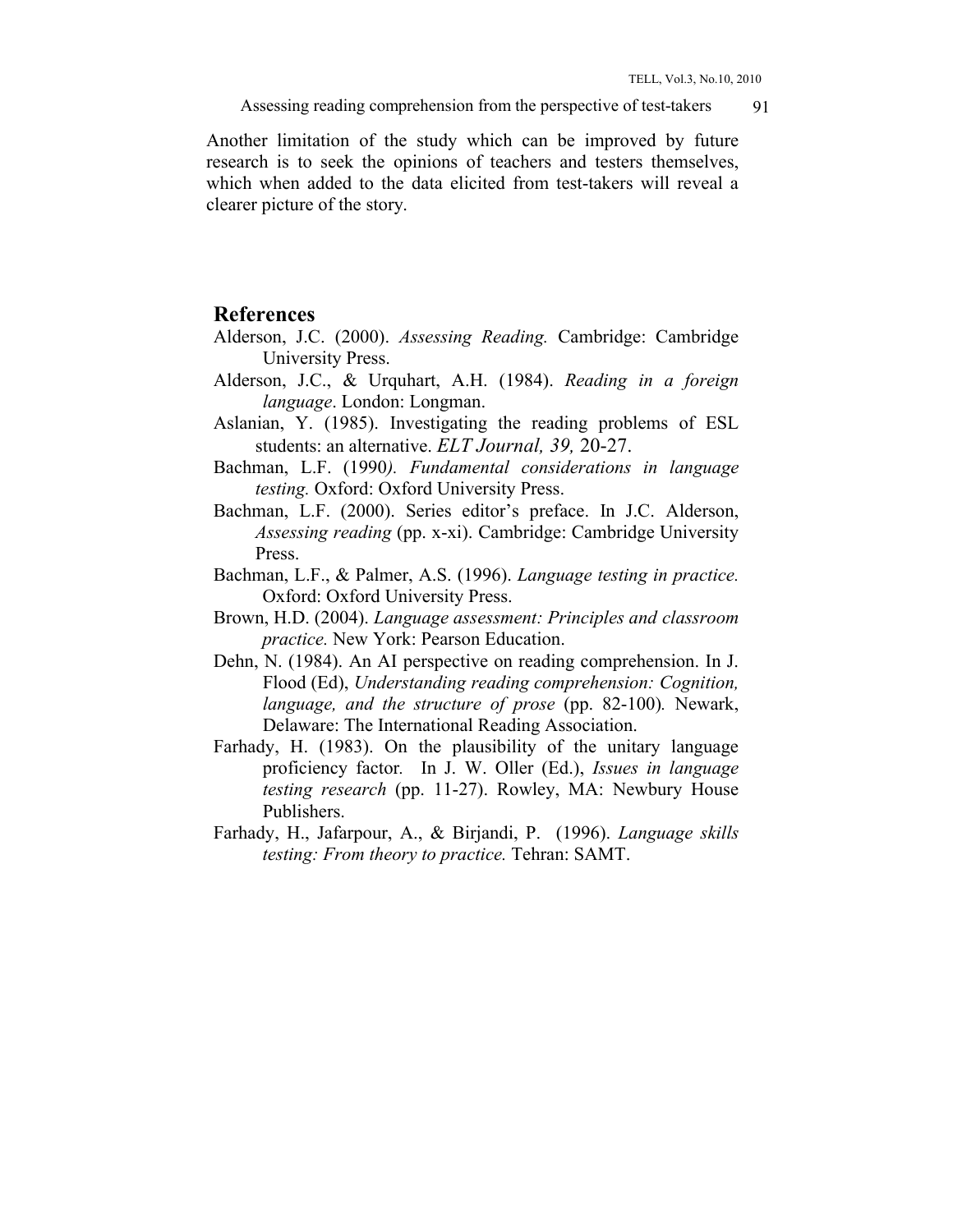Another limitation of the study which can be improved by future research is to seek the opinions of teachers and testers themselves, which when added to the data elicited from test-takers will reveal a clearer picture of the story.

## References

Alderson, J.C. (2000). *Assessing Reading.* Cambridge: Cambridge University Press.

Alderson, J.C., & Urquhart, A.H. (1984). *Reading in a foreign language*. London: Longman.

Aslanian, Y. (1985). Investigating the reading problems of ESL students: an alternative. *ELT Journal, 39,* 20-27.

Bachman, L.F. (1990*). Fundamental considerations in language testing.* Oxford: Oxford University Press.

Bachman, L.F. (2000). Series editor's preface. In J.C. Alderson, *Assessing reading* (pp. x-xi). Cambridge: Cambridge University Press.

Bachman, L.F., & Palmer, A.S. (1996). *Language testing in practice.* Oxford: Oxford University Press.

Brown, H.D. (2004). *Language assessment: Principles and classroom practice.* New York: Pearson Education.

Dehn, N. (1984). An AI perspective on reading comprehension. In J. Flood (Ed), *Understanding reading comprehension: Cognition, language, and the structure of prose* (pp. 82-100)*.* Newark, Delaware: The International Reading Association.

Farhady, H. (1983). On the plausibility of the unitary language proficiency factor*.* In J. W. Oller (Ed.), *Issues in language testing research* (pp. 11-27). Rowley, MA: Newbury House Publishers.

Farhady, H., Jafarpour, A., & Birjandi, P. (1996). *Language skills testing: From theory to practice.* Tehran: SAMT.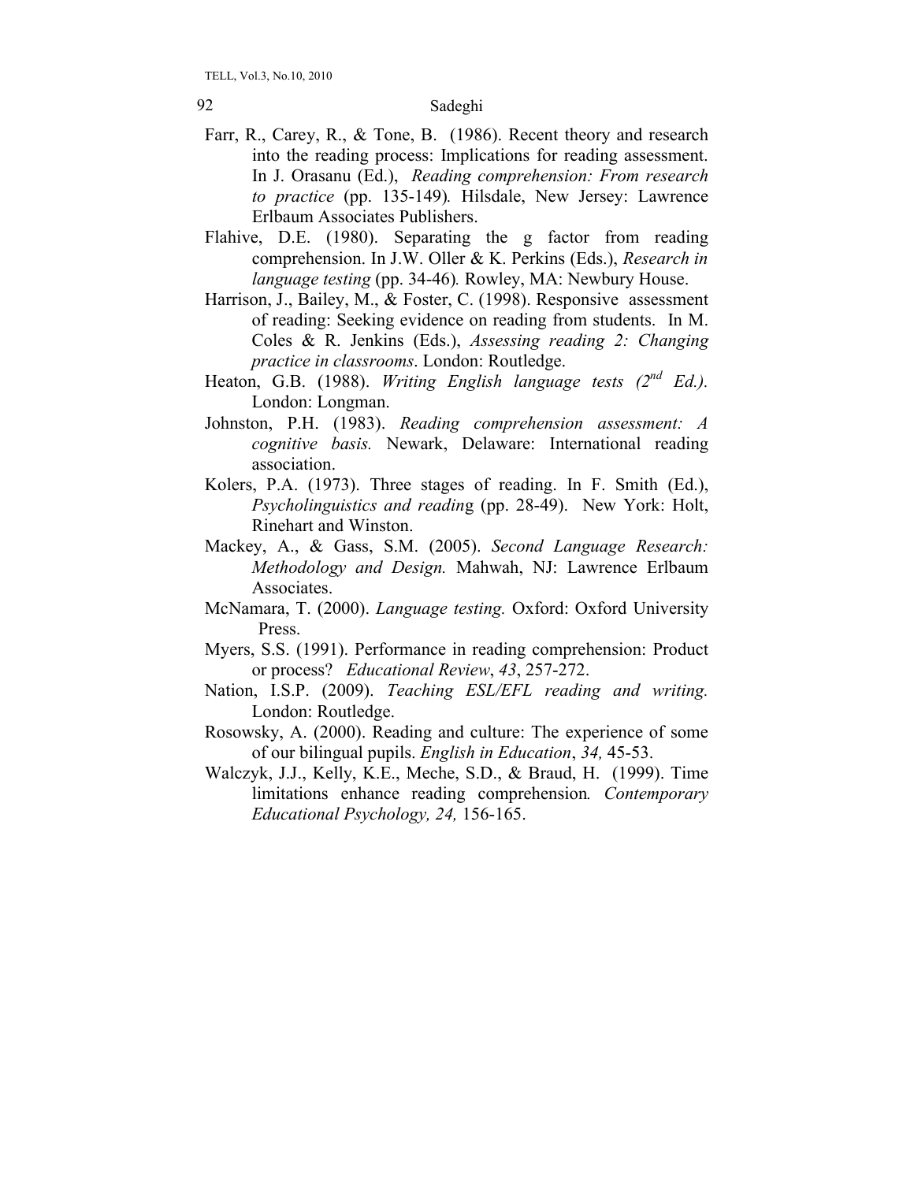Farr, R., Carey, R., & Tone, B. (1986). Recent theory and research into the reading process: Implications for reading assessment. In J. Orasanu (Ed.), *Reading comprehension: From research to practice* (pp. 135-149)*.* Hilsdale, New Jersey: Lawrence Erlbaum Associates Publishers.

Flahive, D.E. (1980). Separating the g factor from reading comprehension. In J.W. Oller & K. Perkins (Eds.), *Research in language testing* (pp. 34-46)*.* Rowley, MA: Newbury House.

Harrison, J., Bailey, M., & Foster, C. (1998). Responsive assessment of reading: Seeking evidence on reading from students. In M. Coles & R. Jenkins (Eds.), *Assessing reading 2: Changing practice in classrooms*. London: Routledge.

Heaton, G.B. (1988). *Writing English language tests (2nd Ed.).* London: Longman.

Johnston, P.H. (1983). *Reading comprehension assessment: A cognitive basis.* Newark, Delaware: International reading association.

Kolers, P.A. (1973). Three stages of reading. In F. Smith (Ed.), *Psycholinguistics and reading* (pp. 28-49). New York: Holt, Rinehart and Winston.

Mackey, A., & Gass, S.M. (2005). *Second Language Research: Methodology and Design.* Mahwah, NJ: Lawrence Erlbaum Associates.

McNamara, T. (2000). *Language testing.* Oxford: Oxford University Press.

Myers, S.S. (1991). Performance in reading comprehension: Product or process? *Educational Review*, *43*, 257-272.

Nation, I.S.P. (2009). *Teaching ESL/EFL reading and writing.* London: Routledge.

Rosowsky, A. (2000). Reading and culture: The experience of some of our bilingual pupils. *English in Education*, *34,* 45-53.

Walczyk, J.J., Kelly, K.E., Meche, S.D., & Braud, H. (1999). Time limitations enhance reading comprehension*. Contemporary Educational Psychology, 24,* 156-165.